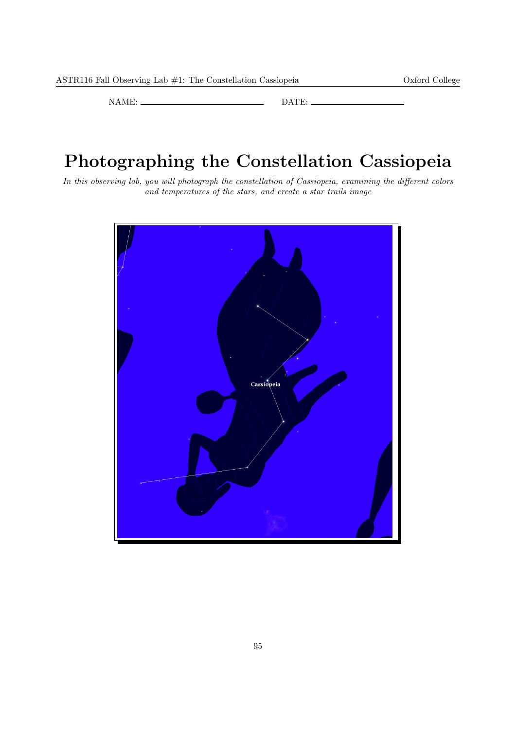NAME: ____________________ DATE: ________________

# Photographing the Constellation Cassiopeia

*In this observing lab, you will photograph the constellation of Cassiopeia, examining the different colors and temperatures of the stars, and create a star trails image*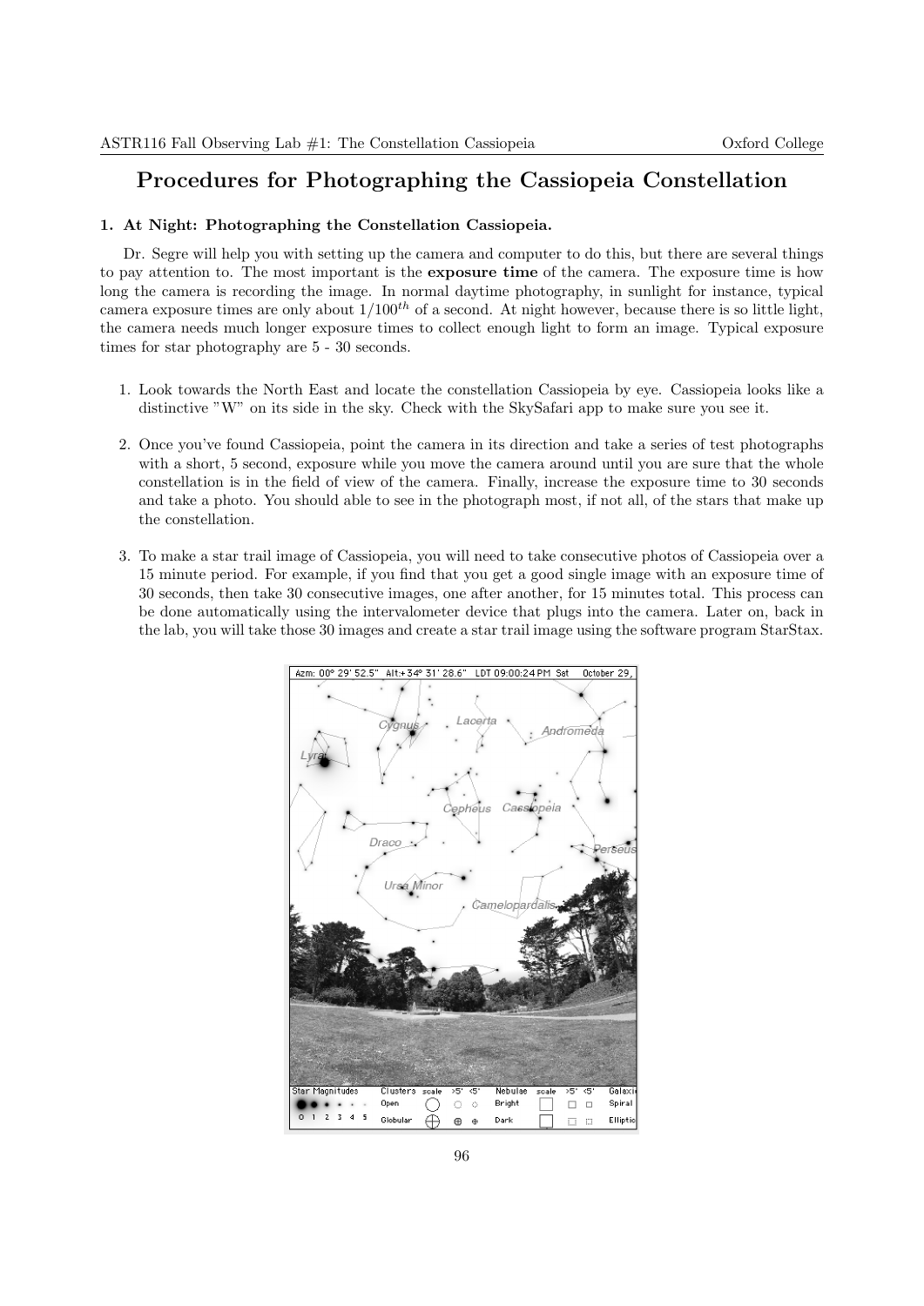# Procedures for Photographing the Cassiopeia Constellation

### 1. At Night: Photographing the Constellation Cassiopeia.

Dr. Segre will help you with setting up the camera and computer to do this, but there are several things to pay attention to. The most important is the **exposure time** of the camera. The exposure time is how long the camera is recording the image. In normal daytime photography, in sunlight for instance, typical camera exposure times are only about $1/100^{th}$ of a second. At night however, because there is so little light, the camera needs much longer exposure times to collect enough light to form an image. Typical exposure times for star photography are 5 - 30 seconds.

1. Look towards the North East and locate the constellation Cassiopeia by eye. Cassiopeia looks like a distinctive "W" on its side in the sky. Check with the SkySafari app to make sure you see it.

2. Once you've found Cassiopeia, point the camera in its direction and take a series of test photographs with a short, 5 second, exposure while you move the camera around until you are sure that the whole constellation is in the field of view of the camera. Finally, increase the exposure time to 30 seconds and take a photo. You should able to see in the photograph most, if not all, of the stars that make up the constellation.

3. To make a star trail image of Cassiopeia, you will need to take consecutive photos of Cassiopeia over a 15 minute period. For example, if you find that you get a good single image with an exposure time of 30 seconds, then take 30 consecutive images, one after another, for 15 minutes total. This process can be done automatically using the intervalometer device that plugs into the camera. Later on, back in the lab, you will take those 30 images and create a star trail image using the software program StarStax.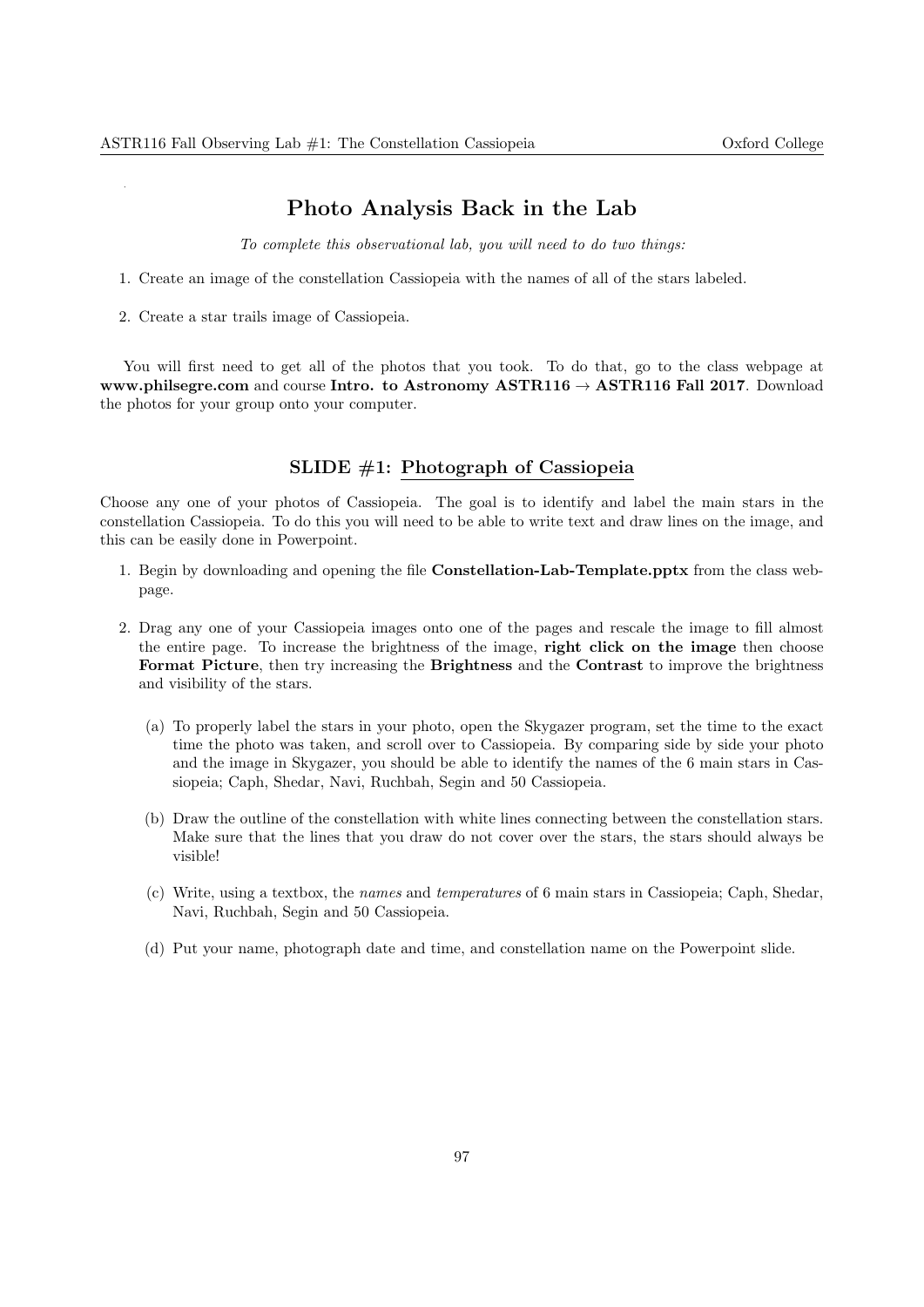## Photo Analysis Back in the Lab

*To complete this observational lab, you will need to do two things:*

1. Create an image of the constellation Cassiopeia with the names of all of the stars labeled.
2. Create a star trails image of Cassiopeia.

You will first need to get all of the photos that you took. To do that, go to the class webpage at **www.philsegre.com** and course **Intro. to Astronomy ASTR116 → ASTR116 Fall 2017**. Download the photos for your group onto your computer.

### SLIDE #1: Photograph of Cassiopeia

Choose any one of your photos of Cassiopeia. The goal is to identify and label the main stars in the constellation Cassiopeia. To do this you will need to be able to write text and draw lines on the image, and this can be easily done in Powerpoint.

1. Begin by downloading and opening the file **Constellation-Lab-Template.pptx** from the class webpage.
2. Drag any one of your Cassiopeia images onto one of the pages and rescale the image to fill almost the entire page. To increase the brightness of the image, **right click on the image** then choose **Format Picture**, then try increasing the **Brightness** and the **Contrast** to improve the brightness and visibility of the stars.
   (a) To properly label the stars in your photo, open the Skygazer program, set the time to the exact time the photo was taken, and scroll over to Cassiopeia. By comparing side by side your photo and the image in Skygazer, you should be able to identify the names of the 6 main stars in Cassiopeia; Caph, Shedar, Navi, Ruchbah, Segin and 50 Cassiopeia.
   (b) Draw the outline of the constellation with white lines connecting between the constellation stars. Make sure that the lines that you draw do not cover over the stars, the stars should always be visible!
   (c) Write, using a textbox, the *names* and *temperatures* of 6 main stars in Cassiopeia; Caph, Shedar, Navi, Ruchbah, Segin and 50 Cassiopeia.
   (d) Put your name, photograph date and time, and constellation name on the Powerpoint slide.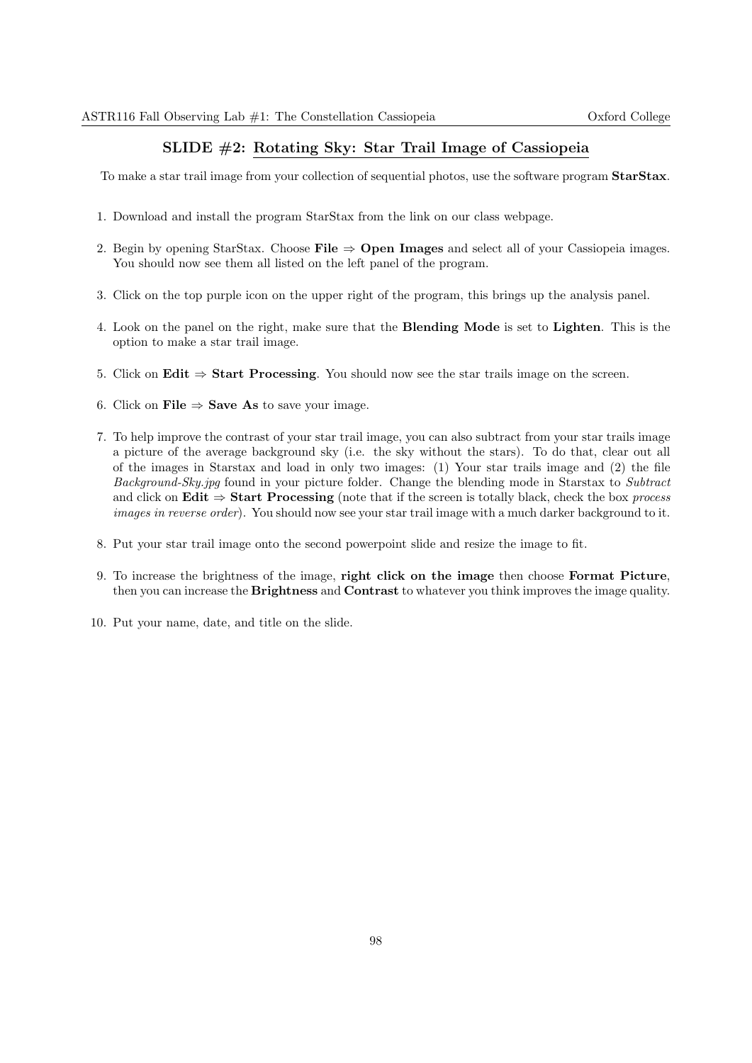## SLIDE #2: Rotating Sky: Star Trail Image of Cassiopeia

To make a star trail image from your collection of sequential photos, use the software program **StarStax**.

1. Download and install the program StarStax from the link on our class webpage.
2. Begin by opening StarStax. Choose **File** ⇒ **Open Images** and select all of your Cassiopeia images. You should now see them all listed on the left panel of the program.
3. Click on the top purple icon on the upper right of the program, this brings up the analysis panel.
4. Look on the panel on the right, make sure that the **Blending Mode** is set to **Lighten**. This is the option to make a star trail image.
5. Click on **Edit** ⇒ **Start Processing**. You should now see the star trails image on the screen.
6. Click on **File** ⇒ **Save As** to save your image.
7. To help improve the contrast of your star trail image, you can also subtract from your star trails image a picture of the average background sky (i.e. the sky without the stars). To do that, clear out all of the images in Starstax and load in only two images: (1) Your star trails image and (2) the file *Background-Sky.jpg* found in your picture folder. Change the blending mode in Starstax to *Subtract* and click on **Edit** ⇒ **Start Processing** (note that if the screen is totally black, check the box *process images in reverse order*). You should now see your star trail image with a much darker background to it.
8. Put your star trail image onto the second powerpoint slide and resize the image to fit.
9. To increase the brightness of the image, **right click on the image** then choose **Format Picture**, then you can increase the **Brightness** and **Contrast** to whatever you think improves the image quality.
10. Put your name, date, and title on the slide.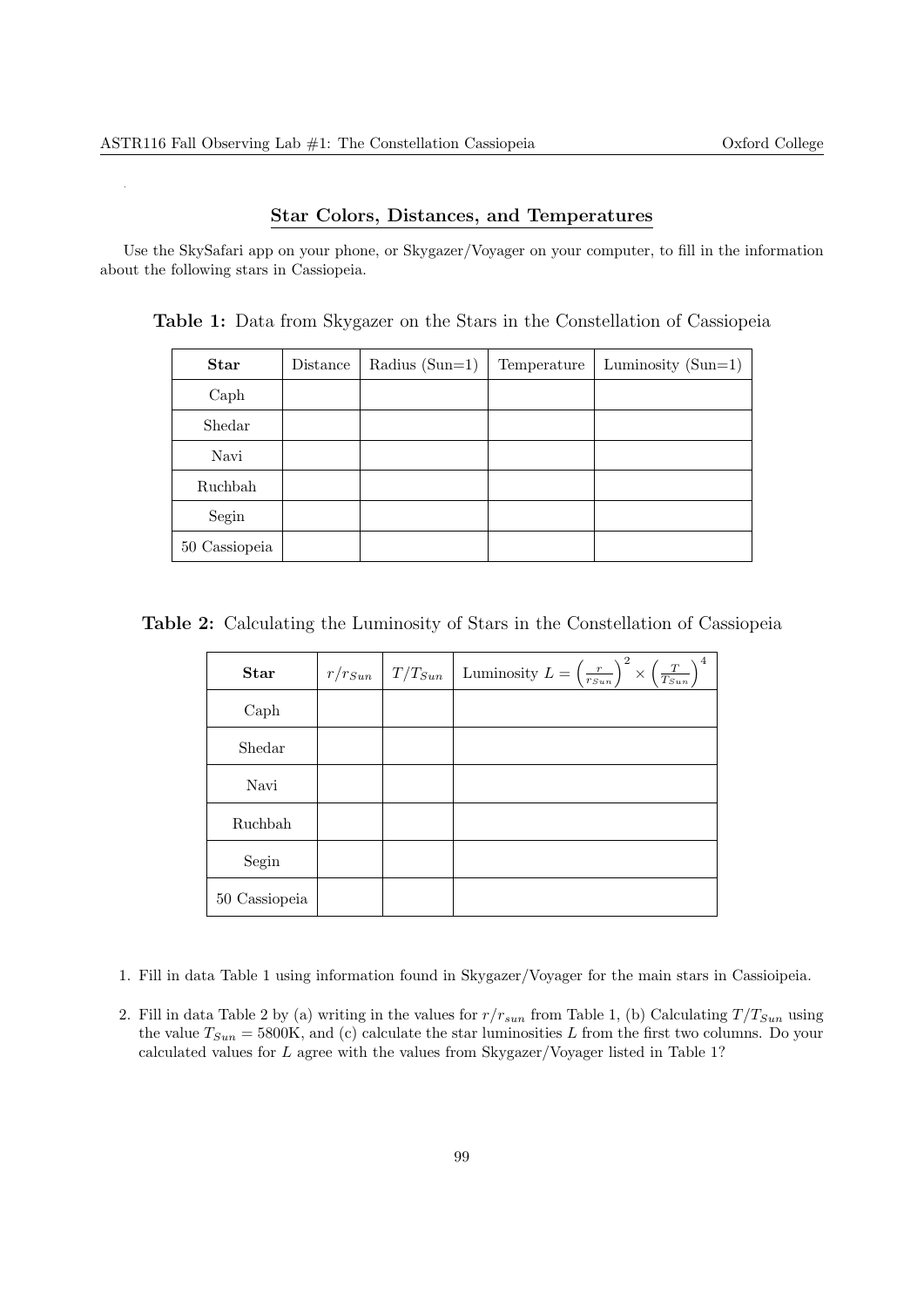## Star Colors, Distances, and Temperatures

Use the SkySafari app on your phone, or Skygazer/Voyager on your computer, to fill in the information about the following stars in Cassiopeia.

**Table 1:** Data from Skygazer on the Stars in the Constellation of Cassiopeia

| Star | Distance | Radius (Sun=1) | Temperature | Luminosity (Sun=1) |
|---|---|---|---|---|
| Caph | | | | |
| Shedar | | | | |
| Navi | | | | |
| Ruchbah | | | | |
| Segin | | | | |
| 50 Cassiopeia | | | | |

**Table 2:** Calculating the Luminosity of Stars in the Constellation of Cassiopeia

| Star | $r/r_{Sun}$ | $T/T_{Sun}$ | Luminosity $L = \left(\frac{r}{r_{Sun}}\right)^2 \times \left(\frac{T}{T_{Sun}}\right)^4$ |
|---|---|---|---|
| Caph | | | |
| Shedar | | | |
| Navi | | | |
| Ruchbah | | | |
| Segin | | | |
| 50 Cassiopeia | | | |

1. Fill in data Table 1 using information found in Skygazer/Voyager for the main stars in Cassioipeia.

2. Fill in data Table 2 by (a) writing in the values for $r/r_{sun}$ from Table 1, (b) Calculating $T/T_{Sun}$ using the value $T_{Sun} = 5800$K, and (c) calculate the star luminosities $L$ from the first two columns. Do your calculated values for $L$ agree with the values from Skygazer/Voyager listed in Table 1?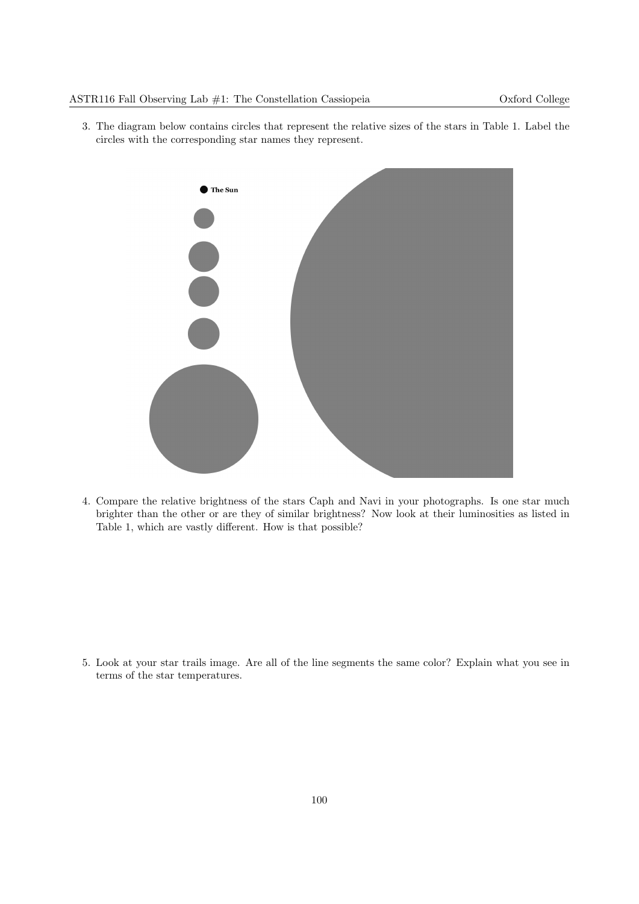3. The diagram below contains circles that represent the relative sizes of the stars in Table 1. Label the circles with the corresponding star names they represent.

The Sun

4. Compare the relative brightness of the stars Caph and Navi in your photographs. Is one star much brighter than the other or are they of similar brightness? Now look at their luminosities as listed in Table 1, which are vastly different. How is that possible?

5. Look at your star trails image. Are all of the line segments the same color? Explain what you see in terms of the star temperatures.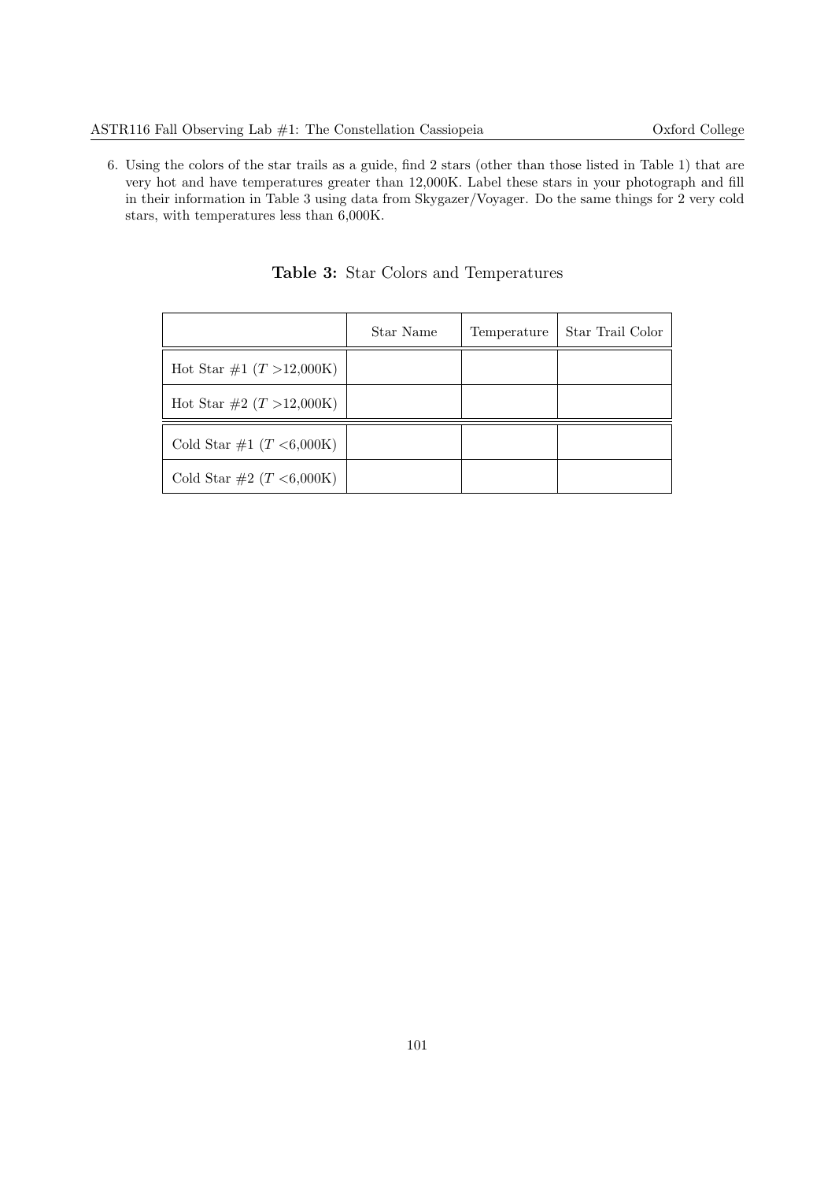6. Using the colors of the star trails as a guide, find 2 stars (other than those listed in Table 1) that are very hot and have temperatures greater than 12,000K. Label these stars in your photograph and fill in their information in Table 3 using data from Skygazer/Voyager. Do the same things for 2 very cold stars, with temperatures less than 6,000K.

**Table 3:** Star Colors and Temperatures

| | Star Name | Temperature | Star Trail Color |
|---|---|---|---|
| Hot Star #1 ($T$ >12,000K) | | | |
| Hot Star #2 ($T$ >12,000K) | | | |
| Cold Star #1 ($T$ <6,000K) | | | |
| Cold Star #2 ($T$ <6,000K) | | | |